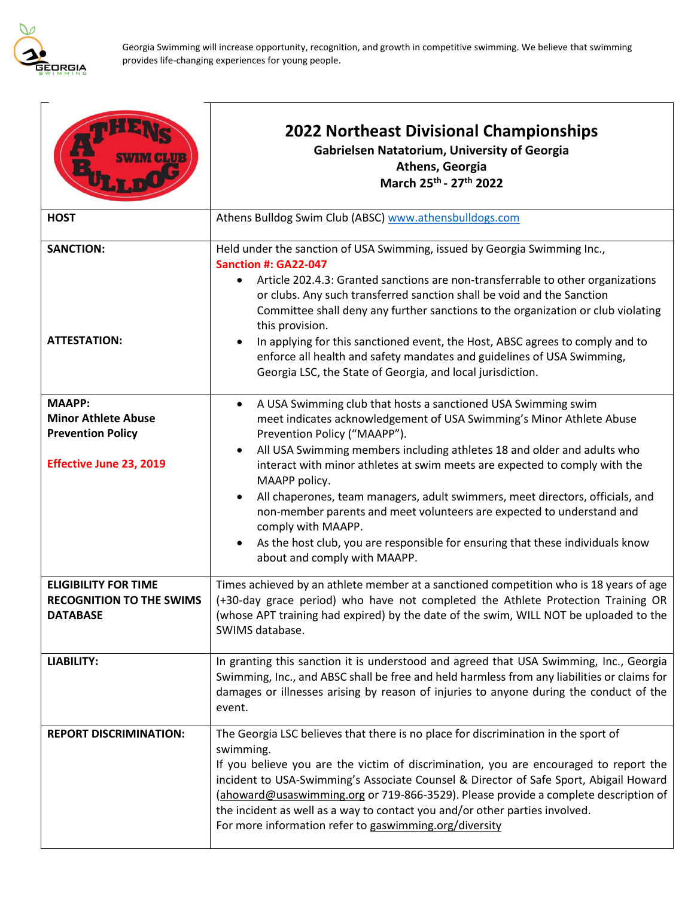Georgia Swimming will increase opportunity, recognition, and growth in competitive swimming. We believe that swimming provides life-changing experiences for young people.

# 2022 Northeast Divisional Championships

**Gabrielsen Natatorium, University of Georgia**
**Athens, Georgia**
**March 25th - 27th 2022**

| | |
|---|---|
| **HOST** | Athens Bulldog Swim Club (ABSC) www.athensbulldogs.com |
| **SANCTION:** <br><br> **ATTESTATION:** | Held under the sanction of USA Swimming, issued by Georgia Swimming Inc., **Sanction #: GA22-047** <br>• Article 202.4.3: Granted sanctions are non-transferrable to other organizations or clubs. Any such transferred sanction shall be void and the Sanction Committee shall deny any further sanctions to the organization or club violating this provision. <br>• In applying for this sanctioned event, the Host, ABSC agrees to comply and to enforce all health and safety mandates and guidelines of USA Swimming, Georgia LSC, the State of Georgia, and local jurisdiction. |
| **MAAPP: Minor Athlete Abuse Prevention Policy** <br><br> **Effective June 23, 2019** | • A USA Swimming club that hosts a sanctioned USA Swimming swim meet indicates acknowledgement of USA Swimming's Minor Athlete Abuse Prevention Policy ("MAAPP"). <br>• All USA Swimming members including athletes 18 and older and adults who interact with minor athletes at swim meets are expected to comply with the MAAPP policy. <br>• All chaperones, team managers, adult swimmers, meet directors, officials, and non-member parents and meet volunteers are expected to understand and comply with MAAPP. <br>• As the host club, you are responsible for ensuring that these individuals know about and comply with MAAPP. |
| **ELIGIBILITY FOR TIME RECOGNITION TO THE SWIMS DATABASE** | Times achieved by an athlete member at a sanctioned competition who is 18 years of age (+30-day grace period) who have not completed the Athlete Protection Training OR (whose APT training had expired) by the date of the swim, WILL NOT be uploaded to the SWIMS database. |
| **LIABILITY:** | In granting this sanction it is understood and agreed that USA Swimming, Inc., Georgia Swimming, Inc., and ABSC shall be free and held harmless from any liabilities or claims for damages or illnesses arising by reason of injuries to anyone during the conduct of the event. |
| **REPORT DISCRIMINATION:** | The Georgia LSC believes that there is no place for discrimination in the sport of swimming. <br>If you believe you are the victim of discrimination, you are encouraged to report the incident to USA-Swimming's Associate Counsel & Director of Safe Sport, Abigail Howard (ahoward@usaswimming.org or 719-866-3529). Please provide a complete description of the incident as well as a way to contact you and/or other parties involved. <br>For more information refer to gaswimming.org/diversity |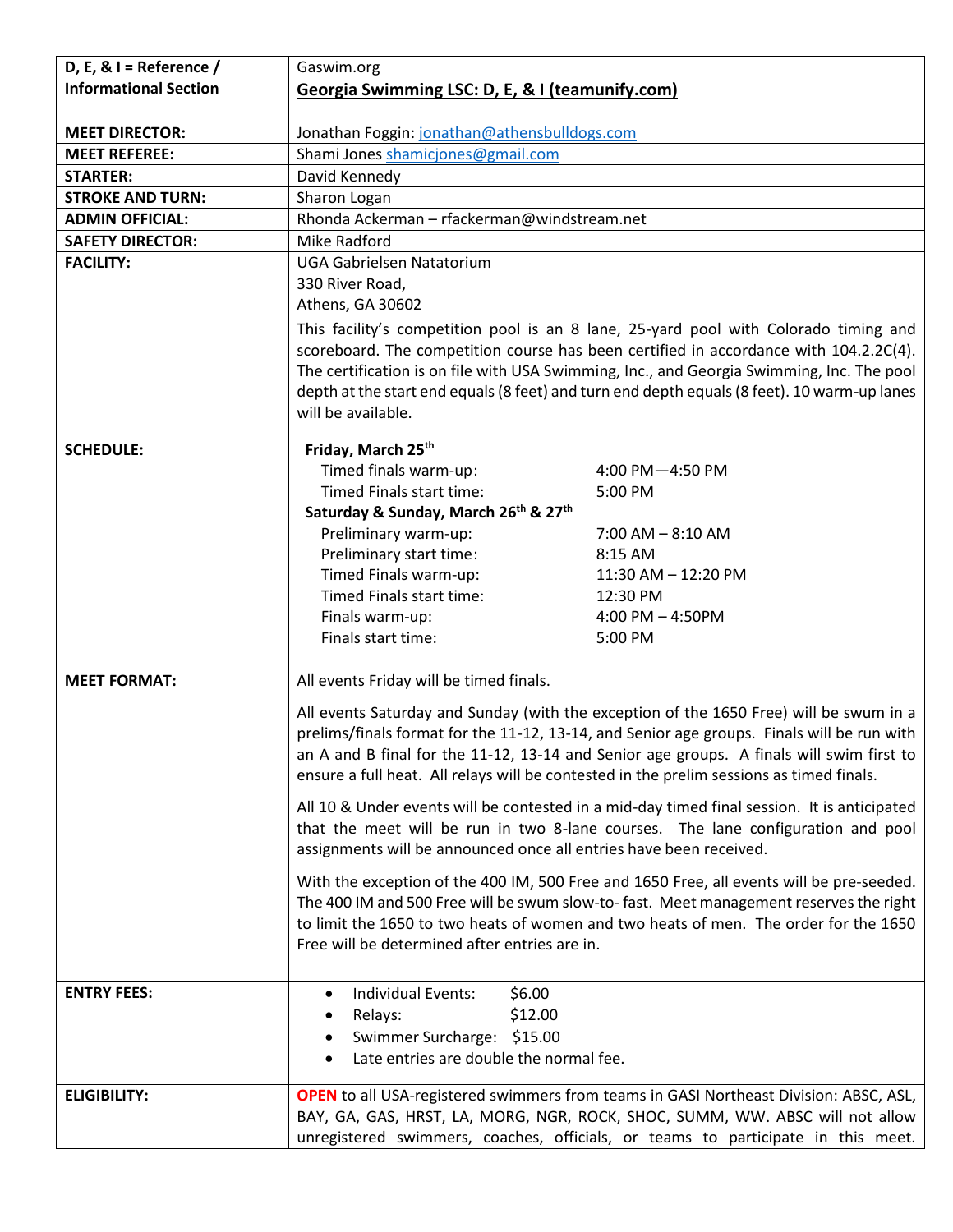| D, E, & I = Reference / Informational Section | Gaswim.org<br>**Georgia Swimming LSC: D, E, & I (teamunify.com)** |
|---|---|
| **MEET DIRECTOR:** | Jonathan Foggin: jonathan@athensbulldogs.com |
| **MEET REFEREE:** | Shami Jones shamicjones@gmail.com |
| **STARTER:** | David Kennedy |
| **STROKE AND TURN:** | Sharon Logan |
| **ADMIN OFFICIAL:** | Rhonda Ackerman – rfackerman@windstream.net |
| **SAFETY DIRECTOR:** | Mike Radford |
| **FACILITY:** | UGA Gabrielsen Natatorium<br>330 River Road,<br>Athens, GA 30602<br><br>This facility's competition pool is an 8 lane, 25-yard pool with Colorado timing and scoreboard. The competition course has been certified in accordance with 104.2.2C(4). The certification is on file with USA Swimming, Inc., and Georgia Swimming, Inc. The pool depth at the start end equals (8 feet) and turn end depth equals (8 feet). 10 warm-up lanes will be available. |
| **SCHEDULE:** | **Friday, March 25th**<br>Timed finals warm-up: 4:00 PM—4:50 PM<br>Timed Finals start time: 5:00 PM<br>**Saturday & Sunday, March 26th & 27th**<br>Preliminary warm-up: 7:00 AM – 8:10 AM<br>Preliminary start time: 8:15 AM<br>Timed Finals warm-up: 11:30 AM – 12:20 PM<br>Timed Finals start time: 12:30 PM<br>Finals warm-up: 4:00 PM – 4:50PM<br>Finals start time: 5:00 PM |
| **MEET FORMAT:** | All events Friday will be timed finals.<br><br>All events Saturday and Sunday (with the exception of the 1650 Free) will be swum in a prelims/finals format for the 11-12, 13-14, and Senior age groups. Finals will be run with an A and B final for the 11-12, 13-14 and Senior age groups. A finals will swim first to ensure a full heat. All relays will be contested in the prelim sessions as timed finals.<br><br>All 10 & Under events will be contested in a mid-day timed final session. It is anticipated that the meet will be run in two 8-lane courses. The lane configuration and pool assignments will be announced once all entries have been received.<br><br>With the exception of the 400 IM, 500 Free and 1650 Free, all events will be pre-seeded. The 400 IM and 500 Free will be swum slow-to- fast. Meet management reserves the right to limit the 1650 to two heats of women and two heats of men. The order for the 1650 Free will be determined after entries are in. |
| **ENTRY FEES:** | • Individual Events: $6.00<br>• Relays: $12.00<br>• Swimmer Surcharge: $15.00<br>• Late entries are double the normal fee. |
| **ELIGIBILITY:** | **OPEN** to all USA-registered swimmers from teams in GASI Northeast Division: ABSC, ASL, BAY, GA, GAS, HRST, LA, MORG, NGR, ROCK, SHOC, SUMM, WW. ABSC will not allow unregistered swimmers, coaches, officials, or teams to participate in this meet. |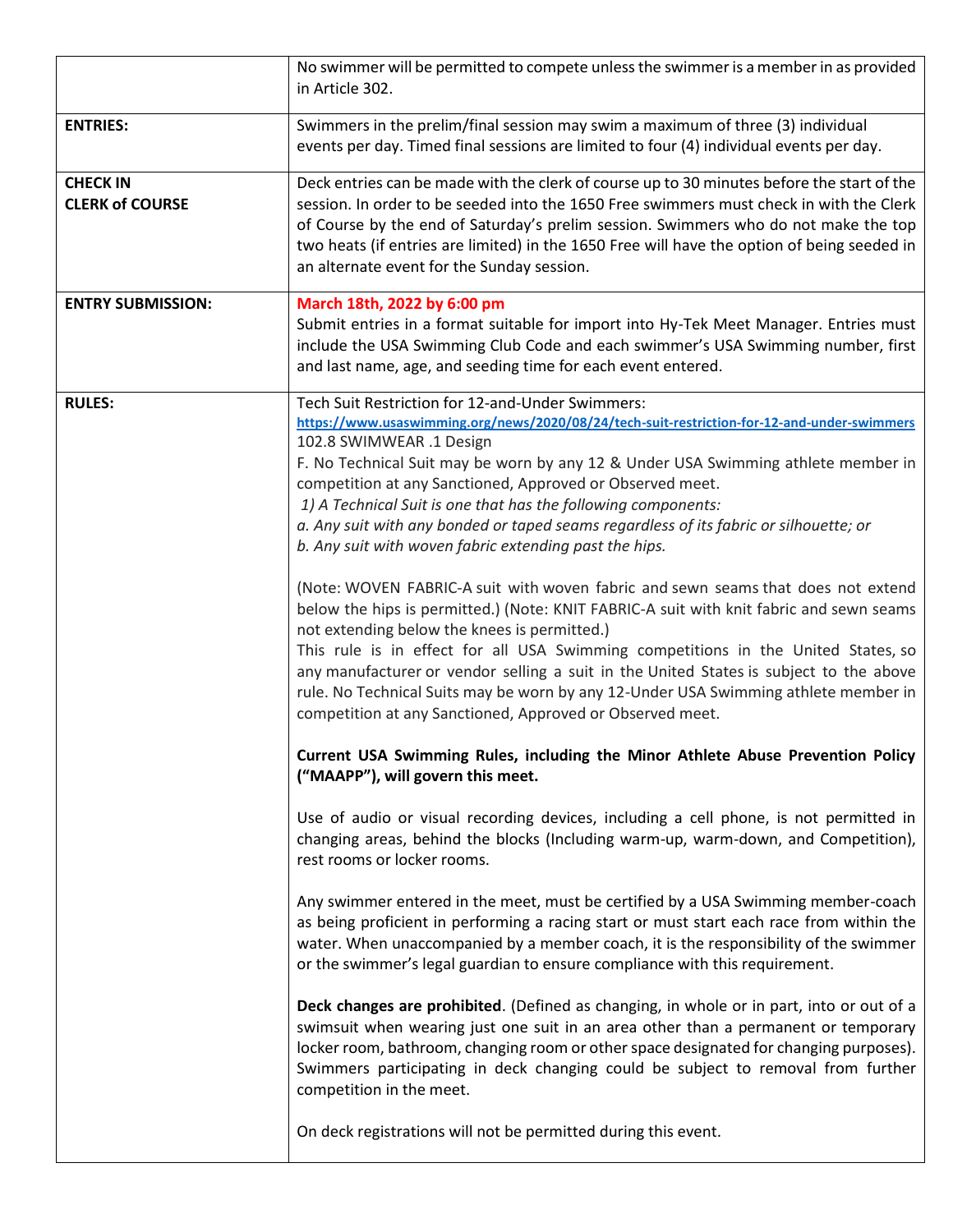| | |
|---|---|
| | No swimmer will be permitted to compete unless the swimmer is a member in as provided in Article 302. |
| **ENTRIES:** | Swimmers in the prelim/final session may swim a maximum of three (3) individual events per day. Timed final sessions are limited to four (4) individual events per day. |
| **CHECK IN**<br>**CLERK of COURSE** | Deck entries can be made with the clerk of course up to 30 minutes before the start of the session. In order to be seeded into the 1650 Free swimmers must check in with the Clerk of Course by the end of Saturday's prelim session. Swimmers who do not make the top two heats (if entries are limited) in the 1650 Free will have the option of being seeded in an alternate event for the Sunday session. |
| **ENTRY SUBMISSION:** | **March 18th, 2022 by 6:00 pm**<br>Submit entries in a format suitable for import into Hy-Tek Meet Manager. Entries must include the USA Swimming Club Code and each swimmer's USA Swimming number, first and last name, age, and seeding time for each event entered. |
| **RULES:** | Tech Suit Restriction for 12-and-Under Swimmers:<br>**https://www.usaswimming.org/news/2020/08/24/tech-suit-restriction-for-12-and-under-swimmers**<br>102.8 SWIMWEAR .1 Design<br>F. No Technical Suit may be worn by any 12 & Under USA Swimming athlete member in competition at any Sanctioned, Approved or Observed meet.<br>*1) A Technical Suit is one that has the following components:*<br>*a. Any suit with any bonded or taped seams regardless of its fabric or silhouette; or*<br>*b. Any suit with woven fabric extending past the hips.*<br><br>(Note: WOVEN FABRIC-A suit with woven fabric and sewn seams that does not extend below the hips is permitted.) (Note: KNIT FABRIC-A suit with knit fabric and sewn seams not extending below the knees is permitted.)<br>This rule is in effect for all USA Swimming competitions in the United States, so any manufacturer or vendor selling a suit in the United States is subject to the above rule. No Technical Suits may be worn by any 12-Under USA Swimming athlete member in competition at any Sanctioned, Approved or Observed meet.<br><br>**Current USA Swimming Rules, including the Minor Athlete Abuse Prevention Policy ("MAAPP"), will govern this meet.**<br><br>Use of audio or visual recording devices, including a cell phone, is not permitted in changing areas, behind the blocks (Including warm-up, warm-down, and Competition), rest rooms or locker rooms.<br><br>Any swimmer entered in the meet, must be certified by a USA Swimming member-coach as being proficient in performing a racing start or must start each race from within the water. When unaccompanied by a member coach, it is the responsibility of the swimmer or the swimmer's legal guardian to ensure compliance with this requirement.<br><br>**Deck changes are prohibited**. (Defined as changing, in whole or in part, into or out of a swimsuit when wearing just one suit in an area other than a permanent or temporary locker room, bathroom, changing room or other space designated for changing purposes). Swimmers participating in deck changing could be subject to removal from further competition in the meet.<br><br>On deck registrations will not be permitted during this event. |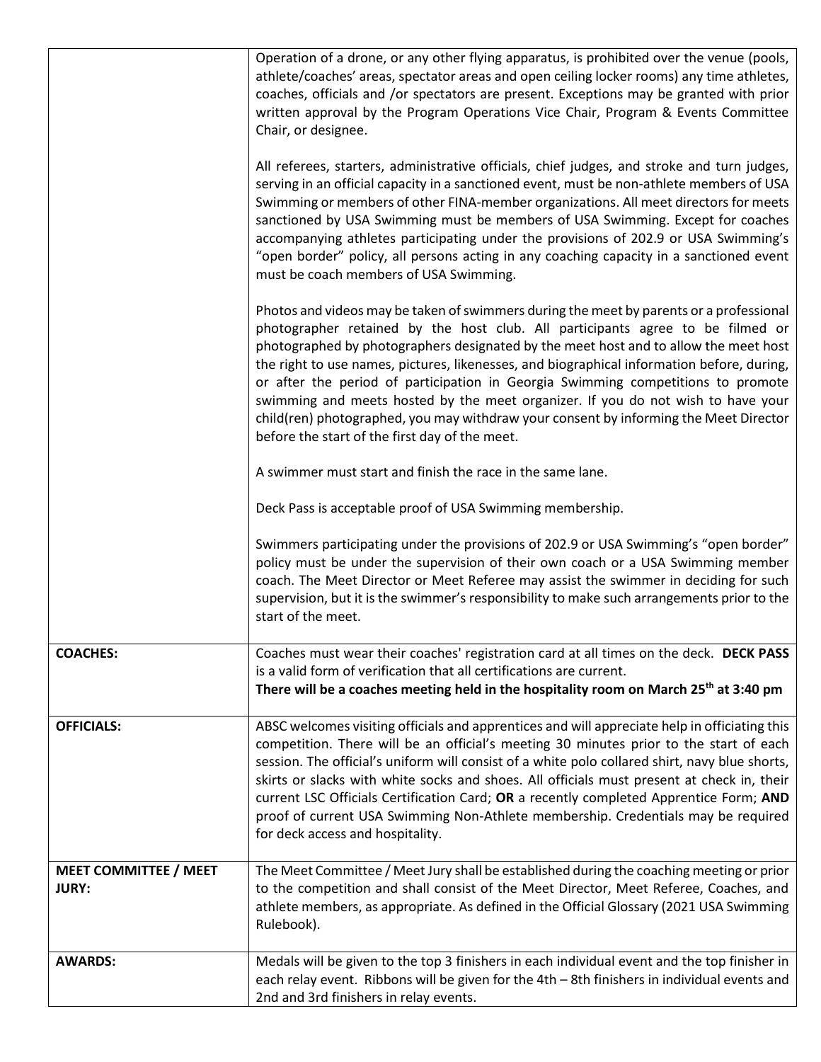| | |
|---|---|
| | Operation of a drone, or any other flying apparatus, is prohibited over the venue (pools, athlete/coaches' areas, spectator areas and open ceiling locker rooms) any time athletes, coaches, officials and /or spectators are present. Exceptions may be granted with prior written approval by the Program Operations Vice Chair, Program & Events Committee Chair, or designee.<br><br>All referees, starters, administrative officials, chief judges, and stroke and turn judges, serving in an official capacity in a sanctioned event, must be non-athlete members of USA Swimming or members of other FINA-member organizations. All meet directors for meets sanctioned by USA Swimming must be members of USA Swimming. Except for coaches accompanying athletes participating under the provisions of 202.9 or USA Swimming's "open border" policy, all persons acting in any coaching capacity in a sanctioned event must be coach members of USA Swimming.<br><br>Photos and videos may be taken of swimmers during the meet by parents or a professional photographer retained by the host club. All participants agree to be filmed or photographed by photographers designated by the meet host and to allow the meet host the right to use names, pictures, likenesses, and biographical information before, during, or after the period of participation in Georgia Swimming competitions to promote swimming and meets hosted by the meet organizer. If you do not wish to have your child(ren) photographed, you may withdraw your consent by informing the Meet Director before the start of the first day of the meet.<br><br>A swimmer must start and finish the race in the same lane.<br><br>Deck Pass is acceptable proof of USA Swimming membership.<br><br>Swimmers participating under the provisions of 202.9 or USA Swimming's "open border" policy must be under the supervision of their own coach or a USA Swimming member coach. The Meet Director or Meet Referee may assist the swimmer in deciding for such supervision, but it is the swimmer's responsibility to make such arrangements prior to the start of the meet. |
| **COACHES:** | Coaches must wear their coaches' registration card at all times on the deck. **DECK PASS** is a valid form of verification that all certifications are current.<br>**There will be a coaches meeting held in the hospitality room on March 25th at 3:40 pm** |
| **OFFICIALS:** | ABSC welcomes visiting officials and apprentices and will appreciate help in officiating this competition. There will be an official's meeting 30 minutes prior to the start of each session. The official's uniform will consist of a white polo collared shirt, navy blue shorts, skirts or slacks with white socks and shoes. All officials must present at check in, their current LSC Officials Certification Card; **OR** a recently completed Apprentice Form; **AND** proof of current USA Swimming Non-Athlete membership. Credentials may be required for deck access and hospitality. |
| **MEET COMMITTEE / MEET JURY:** | The Meet Committee / Meet Jury shall be established during the coaching meeting or prior to the competition and shall consist of the Meet Director, Meet Referee, Coaches, and athlete members, as appropriate. As defined in the Official Glossary (2021 USA Swimming Rulebook). |
| **AWARDS:** | Medals will be given to the top 3 finishers in each individual event and the top finisher in each relay event. Ribbons will be given for the 4th – 8th finishers in individual events and 2nd and 3rd finishers in relay events. |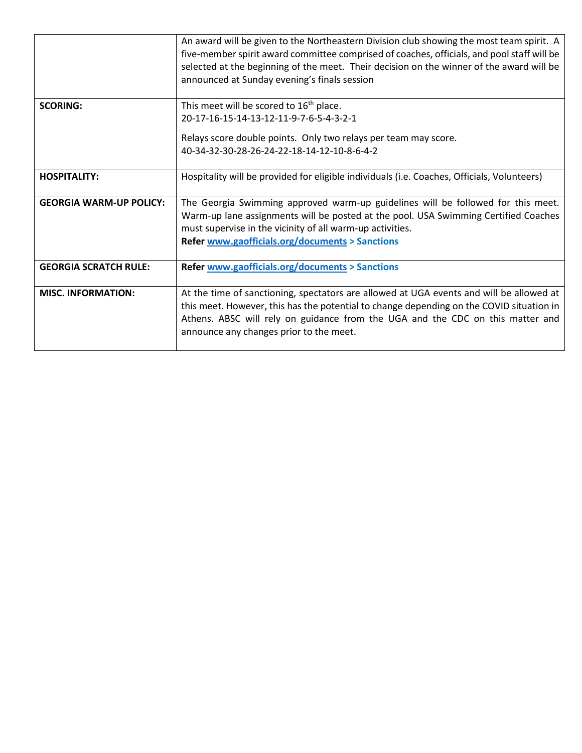| | |
|---|---|
| | An award will be given to the Northeastern Division club showing the most team spirit. A five-member spirit award committee comprised of coaches, officials, and pool staff will be selected at the beginning of the meet. Their decision on the winner of the award will be announced at Sunday evening's finals session |
| **SCORING:** | This meet will be scored to 16th place.<br>20-17-16-15-14-13-12-11-9-7-6-5-4-3-2-1<br><br>Relays score double points. Only two relays per team may score.<br>40-34-32-30-28-26-24-22-18-14-12-10-8-6-4-2 |
| **HOSPITALITY:** | Hospitality will be provided for eligible individuals (i.e. Coaches, Officials, Volunteers) |
| **GEORGIA WARM-UP POLICY:** | The Georgia Swimming approved warm-up guidelines will be followed for this meet. Warm-up lane assignments will be posted at the pool. USA Swimming Certified Coaches must supervise in the vicinity of all warm-up activities.<br>**Refer www.gaofficials.org/documents > Sanctions** |
| **GEORGIA SCRATCH RULE:** | **Refer www.gaofficials.org/documents > Sanctions** |
| **MISC. INFORMATION:** | At the time of sanctioning, spectators are allowed at UGA events and will be allowed at this meet. However, this has the potential to change depending on the COVID situation in Athens. ABSC will rely on guidance from the UGA and the CDC on this matter and announce any changes prior to the meet. |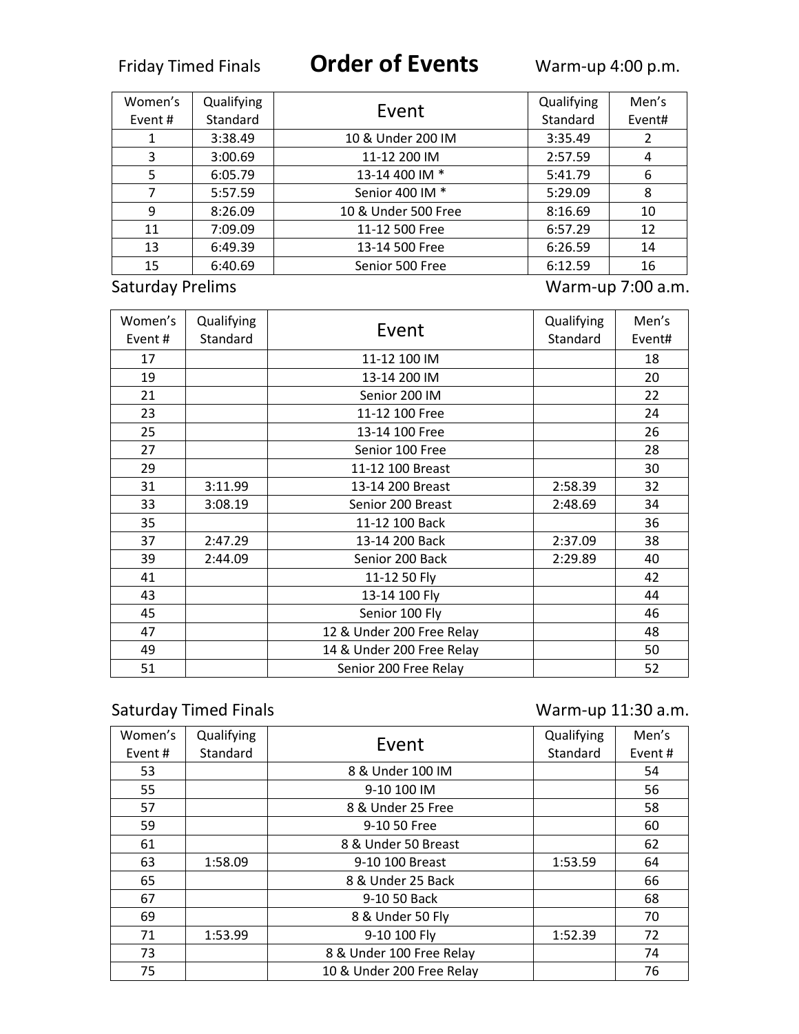# Order of Events

Friday Timed Finals — Warm-up 4:00 p.m.

| Women's Event # | Qualifying Standard | Event | Qualifying Standard | Men's Event# |
|---|---|---|---|---|
| 1 | 3:38.49 | 10 & Under 200 IM | 3:35.49 | 2 |
| 3 | 3:00.69 | 11-12 200 IM | 2:57.59 | 4 |
| 5 | 6:05.79 | 13-14 400 IM * | 5:41.79 | 6 |
| 7 | 5:57.59 | Senior 400 IM * | 5:29.09 | 8 |
| 9 | 8:26.09 | 10 & Under 500 Free | 8:16.69 | 10 |
| 11 | 7:09.09 | 11-12 500 Free | 6:57.29 | 12 |
| 13 | 6:49.39 | 13-14 500 Free | 6:26.59 | 14 |
| 15 | 6:40.69 | Senior 500 Free | 6:12.59 | 16 |

Saturday Prelims — Warm-up 7:00 a.m.

| Women's Event # | Qualifying Standard | Event | Qualifying Standard | Men's Event# |
|---|---|---|---|---|
| 17 | | 11-12 100 IM | | 18 |
| 19 | | 13-14 200 IM | | 20 |
| 21 | | Senior 200 IM | | 22 |
| 23 | | 11-12 100 Free | | 24 |
| 25 | | 13-14 100 Free | | 26 |
| 27 | | Senior 100 Free | | 28 |
| 29 | | 11-12 100 Breast | | 30 |
| 31 | 3:11.99 | 13-14 200 Breast | 2:58.39 | 32 |
| 33 | 3:08.19 | Senior 200 Breast | 2:48.69 | 34 |
| 35 | | 11-12 100 Back | | 36 |
| 37 | 2:47.29 | 13-14 200 Back | 2:37.09 | 38 |
| 39 | 2:44.09 | Senior 200 Back | 2:29.89 | 40 |
| 41 | | 11-12 50 Fly | | 42 |
| 43 | | 13-14 100 Fly | | 44 |
| 45 | | Senior 100 Fly | | 46 |
| 47 | | 12 & Under 200 Free Relay | | 48 |
| 49 | | 14 & Under 200 Free Relay | | 50 |
| 51 | | Senior 200 Free Relay | | 52 |

Saturday Timed Finals — Warm-up 11:30 a.m.

| Women's Event # | Qualifying Standard | Event | Qualifying Standard | Men's Event # |
|---|---|---|---|---|
| 53 | | 8 & Under 100 IM | | 54 |
| 55 | | 9-10 100 IM | | 56 |
| 57 | | 8 & Under 25 Free | | 58 |
| 59 | | 9-10 50 Free | | 60 |
| 61 | | 8 & Under 50 Breast | | 62 |
| 63 | 1:58.09 | 9-10 100 Breast | 1:53.59 | 64 |
| 65 | | 8 & Under 25 Back | | 66 |
| 67 | | 9-10 50 Back | | 68 |
| 69 | | 8 & Under 50 Fly | | 70 |
| 71 | 1:53.99 | 9-10 100 Fly | 1:52.39 | 72 |
| 73 | | 8 & Under 100 Free Relay | | 74 |
| 75 | | 10 & Under 200 Free Relay | | 76 |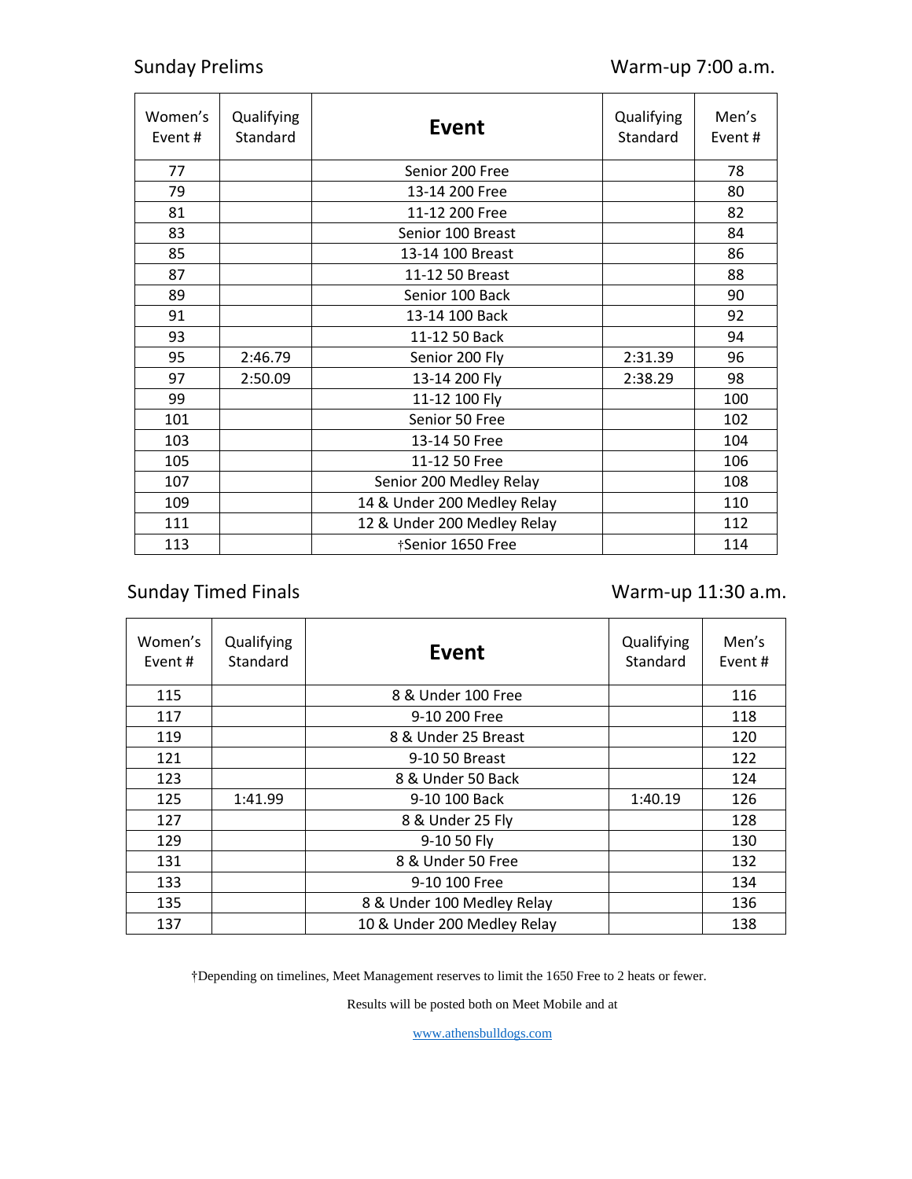## Sunday Prelims

Warm-up 7:00 a.m.

| Women's Event # | Qualifying Standard | Event | Qualifying Standard | Men's Event # |
|---|---|---|---|---|
| 77 | | Senior 200 Free | | 78 |
| 79 | | 13-14 200 Free | | 80 |
| 81 | | 11-12 200 Free | | 82 |
| 83 | | Senior 100 Breast | | 84 |
| 85 | | 13-14 100 Breast | | 86 |
| 87 | | 11-12 50 Breast | | 88 |
| 89 | | Senior 100 Back | | 90 |
| 91 | | 13-14 100 Back | | 92 |
| 93 | | 11-12 50 Back | | 94 |
| 95 | 2:46.79 | Senior 200 Fly | 2:31.39 | 96 |
| 97 | 2:50.09 | 13-14 200 Fly | 2:38.29 | 98 |
| 99 | | 11-12 100 Fly | | 100 |
| 101 | | Senior 50 Free | | 102 |
| 103 | | 13-14 50 Free | | 104 |
| 105 | | 11-12 50 Free | | 106 |
| 107 | | Senior 200 Medley Relay | | 108 |
| 109 | | 14 & Under 200 Medley Relay | | 110 |
| 111 | | 12 & Under 200 Medley Relay | | 112 |
| 113 | | †Senior 1650 Free | | 114 |

## Sunday Timed Finals

Warm-up 11:30 a.m.

| Women's Event # | Qualifying Standard | Event | Qualifying Standard | Men's Event # |
|---|---|---|---|---|
| 115 | | 8 & Under 100 Free | | 116 |
| 117 | | 9-10 200 Free | | 118 |
| 119 | | 8 & Under 25 Breast | | 120 |
| 121 | | 9-10 50 Breast | | 122 |
| 123 | | 8 & Under 50 Back | | 124 |
| 125 | 1:41.99 | 9-10 100 Back | 1:40.19 | 126 |
| 127 | | 8 & Under 25 Fly | | 128 |
| 129 | | 9-10 50 Fly | | 130 |
| 131 | | 8 & Under 50 Free | | 132 |
| 133 | | 9-10 100 Free | | 134 |
| 135 | | 8 & Under 100 Medley Relay | | 136 |
| 137 | | 10 & Under 200 Medley Relay | | 138 |

†Depending on timelines, Meet Management reserves to limit the 1650 Free to 2 heats or fewer.

Results will be posted both on Meet Mobile and at

www.athensbulldogs.com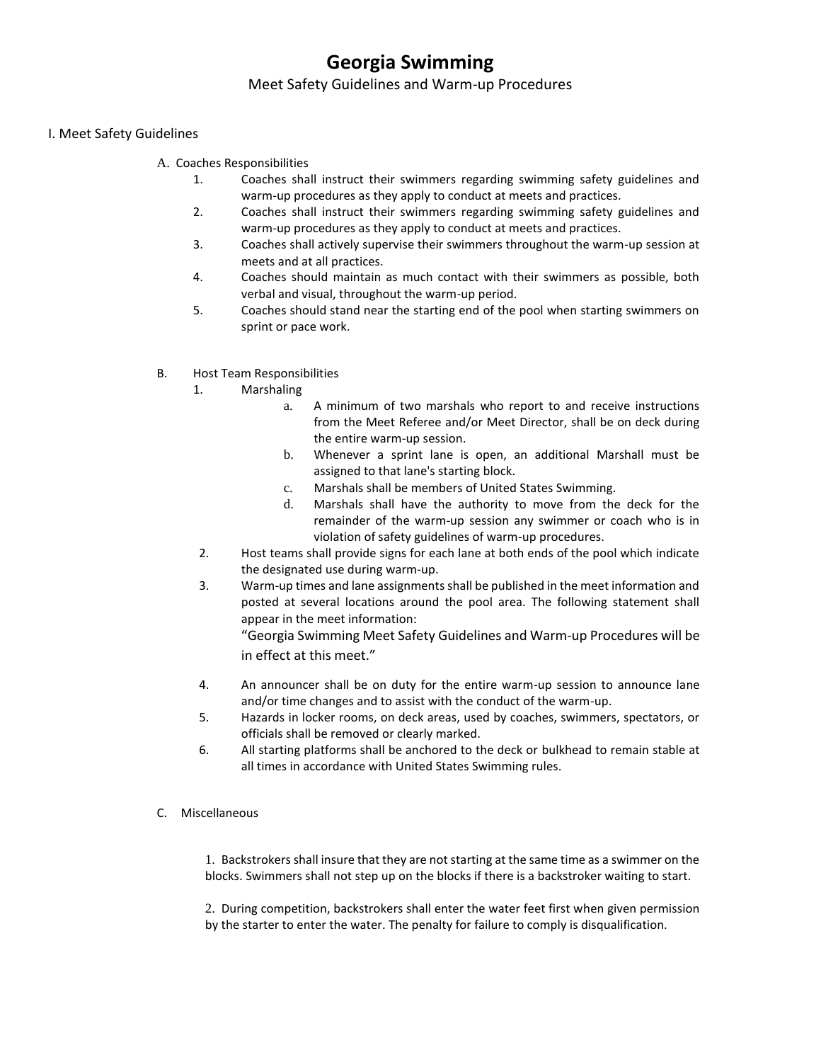# Georgia Swimming

Meet Safety Guidelines and Warm-up Procedures

## I. Meet Safety Guidelines

### A. Coaches Responsibilities

1. Coaches shall instruct their swimmers regarding swimming safety guidelines and warm-up procedures as they apply to conduct at meets and practices.
2. Coaches shall instruct their swimmers regarding swimming safety guidelines and warm-up procedures as they apply to conduct at meets and practices.
3. Coaches shall actively supervise their swimmers throughout the warm-up session at meets and at all practices.
4. Coaches should maintain as much contact with their swimmers as possible, both verbal and visual, throughout the warm-up period.
5. Coaches should stand near the starting end of the pool when starting swimmers on sprint or pace work.

### B. Host Team Responsibilities

1. Marshaling
   a. A minimum of two marshals who report to and receive instructions from the Meet Referee and/or Meet Director, shall be on deck during the entire warm-up session.
   b. Whenever a sprint lane is open, an additional Marshall must be assigned to that lane's starting block.
   c. Marshals shall be members of United States Swimming.
   d. Marshals shall have the authority to move from the deck for the remainder of the warm-up session any swimmer or coach who is in violation of safety guidelines of warm-up procedures.
2. Host teams shall provide signs for each lane at both ends of the pool which indicate the designated use during warm-up.
3. Warm-up times and lane assignments shall be published in the meet information and posted at several locations around the pool area. The following statement shall appear in the meet information:
   "Georgia Swimming Meet Safety Guidelines and Warm-up Procedures will be in effect at this meet."
4. An announcer shall be on duty for the entire warm-up session to announce lane and/or time changes and to assist with the conduct of the warm-up.
5. Hazards in locker rooms, on deck areas, used by coaches, swimmers, spectators, or officials shall be removed or clearly marked.
6. All starting platforms shall be anchored to the deck or bulkhead to remain stable at all times in accordance with United States Swimming rules.

### C. Miscellaneous

1. Backstrokers shall insure that they are not starting at the same time as a swimmer on the blocks. Swimmers shall not step up on the blocks if there is a backstroker waiting to start.

2. During competition, backstrokers shall enter the water feet first when given permission by the starter to enter the water. The penalty for failure to comply is disqualification.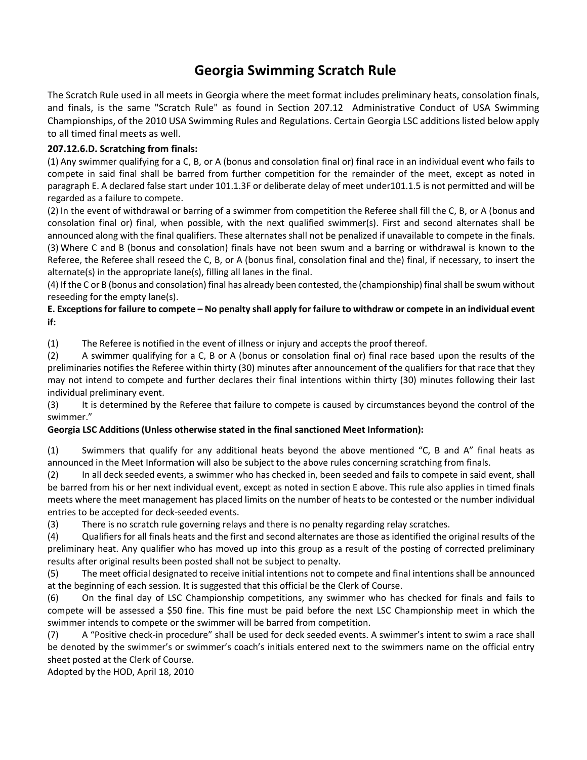# Georgia Swimming Scratch Rule

The Scratch Rule used in all meets in Georgia where the meet format includes preliminary heats, consolation finals, and finals, is the same "Scratch Rule" as found in Section 207.12 Administrative Conduct of USA Swimming Championships, of the 2010 USA Swimming Rules and Regulations. Certain Georgia LSC additions listed below apply to all timed final meets as well.

**207.12.6.D. Scratching from finals:**

(1) Any swimmer qualifying for a C, B, or A (bonus and consolation final or) final race in an individual event who fails to compete in said final shall be barred from further competition for the remainder of the meet, except as noted in paragraph E. A declared false start under 101.1.3F or deliberate delay of meet under101.1.5 is not permitted and will be regarded as a failure to compete.

(2) In the event of withdrawal or barring of a swimmer from competition the Referee shall fill the C, B, or A (bonus and consolation final or) final, when possible, with the next qualified swimmer(s). First and second alternates shall be announced along with the final qualifiers. These alternates shall not be penalized if unavailable to compete in the finals.

(3) Where C and B (bonus and consolation) finals have not been swum and a barring or withdrawal is known to the Referee, the Referee shall reseed the C, B, or A (bonus final, consolation final and the) final, if necessary, to insert the alternate(s) in the appropriate lane(s), filling all lanes in the final.

(4) If the C or B (bonus and consolation) final has already been contested, the (championship) final shall be swum without reseeding for the empty lane(s).

**E. Exceptions for failure to compete – No penalty shall apply for failure to withdraw or compete in an individual event if:**

(1) The Referee is notified in the event of illness or injury and accepts the proof thereof.

(2) A swimmer qualifying for a C, B or A (bonus or consolation final or) final race based upon the results of the preliminaries notifies the Referee within thirty (30) minutes after announcement of the qualifiers for that race that they may not intend to compete and further declares their final intentions within thirty (30) minutes following their last individual preliminary event.

(3) It is determined by the Referee that failure to compete is caused by circumstances beyond the control of the swimmer."

**Georgia LSC Additions (Unless otherwise stated in the final sanctioned Meet Information):**

(1) Swimmers that qualify for any additional heats beyond the above mentioned "C, B and A" final heats as announced in the Meet Information will also be subject to the above rules concerning scratching from finals.

(2) In all deck seeded events, a swimmer who has checked in, been seeded and fails to compete in said event, shall be barred from his or her next individual event, except as noted in section E above. This rule also applies in timed finals meets where the meet management has placed limits on the number of heats to be contested or the number individual entries to be accepted for deck-seeded events.

(3) There is no scratch rule governing relays and there is no penalty regarding relay scratches.

(4) Qualifiers for all finals heats and the first and second alternates are those as identified the original results of the preliminary heat. Any qualifier who has moved up into this group as a result of the posting of corrected preliminary results after original results been posted shall not be subject to penalty.

(5) The meet official designated to receive initial intentions not to compete and final intentions shall be announced at the beginning of each session. It is suggested that this official be the Clerk of Course.

(6) On the final day of LSC Championship competitions, any swimmer who has checked for finals and fails to compete will be assessed a $50 fine. This fine must be paid before the next LSC Championship meet in which the swimmer intends to compete or the swimmer will be barred from competition.

(7) A "Positive check-in procedure" shall be used for deck seeded events. A swimmer's intent to swim a race shall be denoted by the swimmer's or swimmer's coach's initials entered next to the swimmers name on the official entry sheet posted at the Clerk of Course.

Adopted by the HOD, April 18, 2010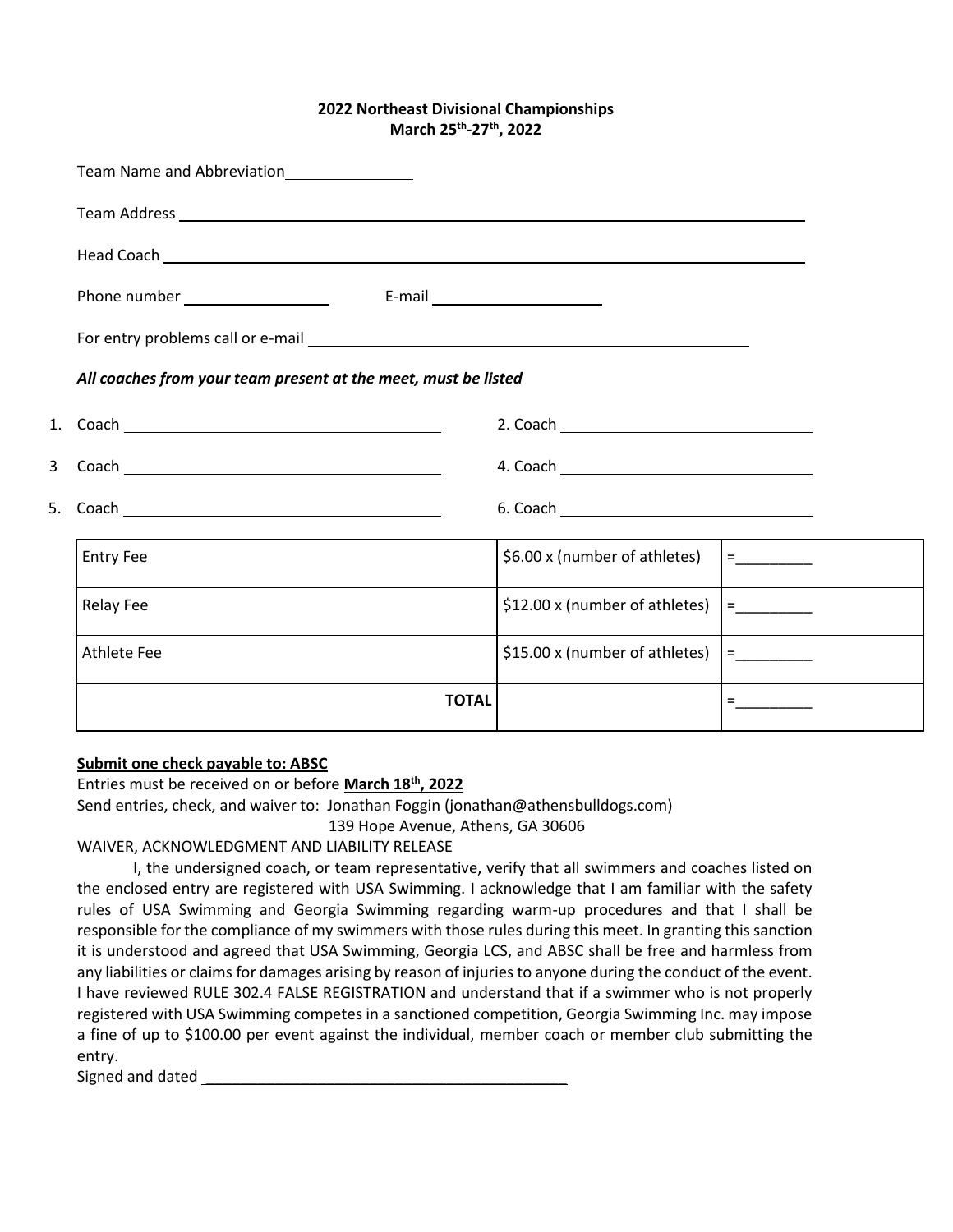**2022 Northeast Divisional Championships**
**March 25th-27th, 2022**

Team Name and Abbreviation_______________

Team Address ______________________________________________________________________________

Head Coach ________________________________________________________________________________

Phone number __________________ E-mail ____________________

For entry problems call or e-mail _____________________________________________________

***All coaches from your team present at the meet, must be listed***

1. Coach ________________________________ 2. Coach ______________________________

3 Coach ________________________________ 4. Coach ______________________________

5. Coach ________________________________ 6. Coach ______________________________

| | | |
|---|---|---|
| Entry Fee | \$6.00 x (number of athletes) | =_________ |
| Relay Fee | \$12.00 x (number of athletes) | =_________ |
| Athlete Fee | \$15.00 x (number of athletes) | =_________ |
| **TOTAL** | | =_________ |

**Submit one check payable to: ABSC**

Entries must be received on or before **March 18th, 2022**

Send entries, check, and waiver to: Jonathan Foggin (jonathan@athensbulldogs.com)
139 Hope Avenue, Athens, GA 30606

WAIVER, ACKNOWLEDGMENT AND LIABILITY RELEASE

I, the undersigned coach, or team representative, verify that all swimmers and coaches listed on the enclosed entry are registered with USA Swimming. I acknowledge that I am familiar with the safety rules of USA Swimming and Georgia Swimming regarding warm-up procedures and that I shall be responsible for the compliance of my swimmers with those rules during this meet. In granting this sanction it is understood and agreed that USA Swimming, Georgia LCS, and ABSC shall be free and harmless from any liabilities or claims for damages arising by reason of injuries to anyone during the conduct of the event. I have reviewed RULE 302.4 FALSE REGISTRATION and understand that if a swimmer who is not properly registered with USA Swimming competes in a sanctioned competition, Georgia Swimming Inc. may impose a fine of up to \$100.00 per event against the individual, member coach or member club submitting the entry.

Signed and dated ____________________________________________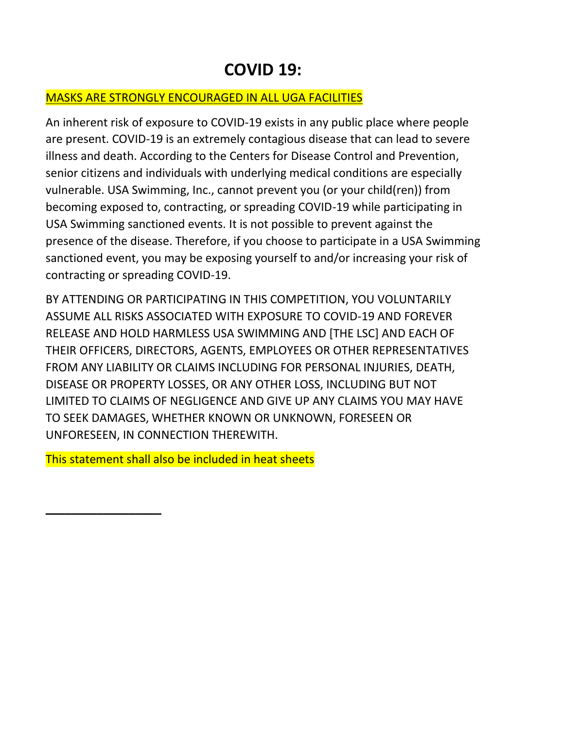# COVID 19:

MASKS ARE STRONGLY ENCOURAGED IN ALL UGA FACILITIES

An inherent risk of exposure to COVID-19 exists in any public place where people are present. COVID-19 is an extremely contagious disease that can lead to severe illness and death. According to the Centers for Disease Control and Prevention, senior citizens and individuals with underlying medical conditions are especially vulnerable. USA Swimming, Inc., cannot prevent you (or your child(ren)) from becoming exposed to, contracting, or spreading COVID-19 while participating in USA Swimming sanctioned events. It is not possible to prevent against the presence of the disease. Therefore, if you choose to participate in a USA Swimming sanctioned event, you may be exposing yourself to and/or increasing your risk of contracting or spreading COVID-19.

BY ATTENDING OR PARTICIPATING IN THIS COMPETITION, YOU VOLUNTARILY ASSUME ALL RISKS ASSOCIATED WITH EXPOSURE TO COVID-19 AND FOREVER RELEASE AND HOLD HARMLESS USA SWIMMING AND [THE LSC] AND EACH OF THEIR OFFICERS, DIRECTORS, AGENTS, EMPLOYEES OR OTHER REPRESENTATIVES FROM ANY LIABILITY OR CLAIMS INCLUDING FOR PERSONAL INJURIES, DEATH, DISEASE OR PROPERTY LOSSES, OR ANY OTHER LOSS, INCLUDING BUT NOT LIMITED TO CLAIMS OF NEGLIGENCE AND GIVE UP ANY CLAIMS YOU MAY HAVE TO SEEK DAMAGES, WHETHER KNOWN OR UNKNOWN, FORESEEN OR UNFORESEEN, IN CONNECTION THEREWITH.

This statement shall also be included in heat sheets

---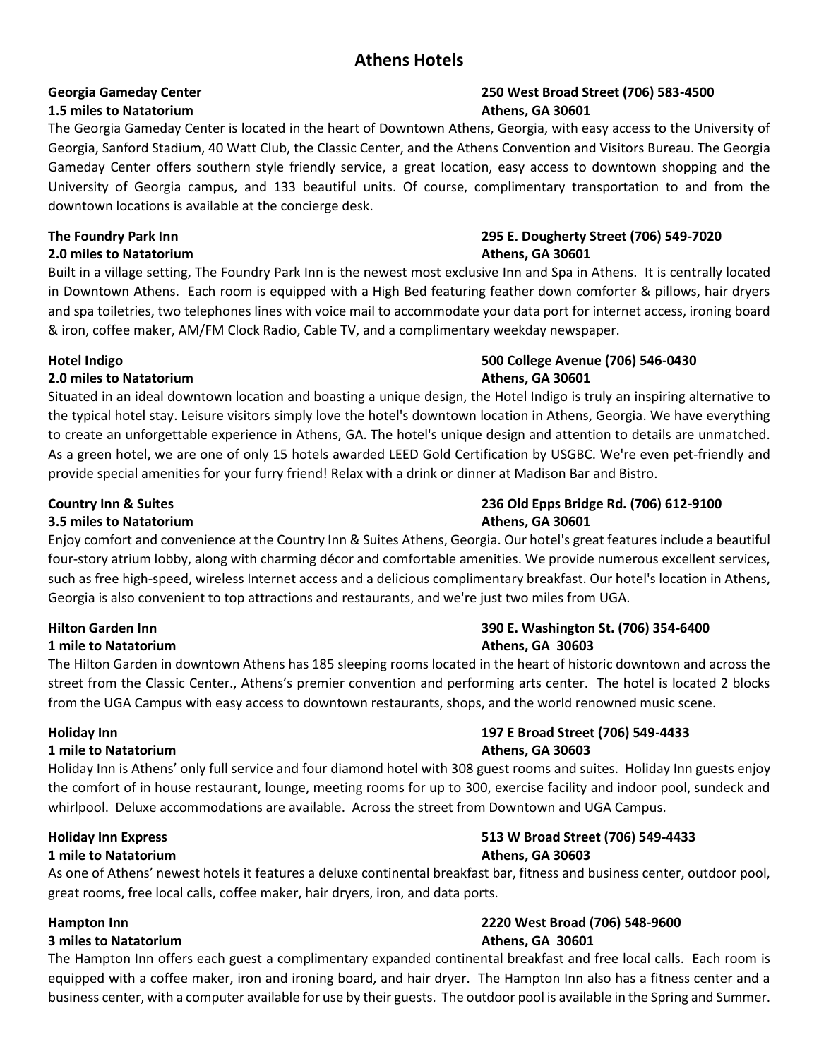# Athens Hotels

**Georgia Gameday Center**
**1.5 miles to Natatorium**
**250 West Broad Street (706) 583-4500**
**Athens, GA 30601**

The Georgia Gameday Center is located in the heart of Downtown Athens, Georgia, with easy access to the University of Georgia, Sanford Stadium, 40 Watt Club, the Classic Center, and the Athens Convention and Visitors Bureau. The Georgia Gameday Center offers southern style friendly service, a great location, easy access to downtown shopping and the University of Georgia campus, and 133 beautiful units. Of course, complimentary transportation to and from the downtown locations is available at the concierge desk.

**The Foundry Park Inn**
**2.0 miles to Natatorium**
**295 E. Dougherty Street (706) 549-7020**
**Athens, GA 30601**

Built in a village setting, The Foundry Park Inn is the newest most exclusive Inn and Spa in Athens. It is centrally located in Downtown Athens. Each room is equipped with a High Bed featuring feather down comforter & pillows, hair dryers and spa toiletries, two telephones lines with voice mail to accommodate your data port for internet access, ironing board & iron, coffee maker, AM/FM Clock Radio, Cable TV, and a complimentary weekday newspaper.

**Hotel Indigo**
**2.0 miles to Natatorium**
**500 College Avenue (706) 546-0430**
**Athens, GA 30601**

Situated in an ideal downtown location and boasting a unique design, the Hotel Indigo is truly an inspiring alternative to the typical hotel stay. Leisure visitors simply love the hotel's downtown location in Athens, Georgia. We have everything to create an unforgettable experience in Athens, GA. The hotel's unique design and attention to details are unmatched. As a green hotel, we are one of only 15 hotels awarded LEED Gold Certification by USGBC. We're even pet-friendly and provide special amenities for your furry friend! Relax with a drink or dinner at Madison Bar and Bistro.

**Country Inn & Suites**
**3.5 miles to Natatorium**
**236 Old Epps Bridge Rd. (706) 612-9100**
**Athens, GA 30601**

Enjoy comfort and convenience at the Country Inn & Suites Athens, Georgia. Our hotel's great features include a beautiful four-story atrium lobby, along with charming décor and comfortable amenities. We provide numerous excellent services, such as free high-speed, wireless Internet access and a delicious complimentary breakfast. Our hotel's location in Athens, Georgia is also convenient to top attractions and restaurants, and we're just two miles from UGA.

**Hilton Garden Inn**
**1 mile to Natatorium**
**390 E. Washington St. (706) 354-6400**
**Athens, GA 30603**

The Hilton Garden in downtown Athens has 185 sleeping rooms located in the heart of historic downtown and across the street from the Classic Center., Athens's premier convention and performing arts center. The hotel is located 2 blocks from the UGA Campus with easy access to downtown restaurants, shops, and the world renowned music scene.

**Holiday Inn**
**1 mile to Natatorium**
**197 E Broad Street (706) 549-4433**
**Athens, GA 30603**

Holiday Inn is Athens' only full service and four diamond hotel with 308 guest rooms and suites. Holiday Inn guests enjoy the comfort of in house restaurant, lounge, meeting rooms for up to 300, exercise facility and indoor pool, sundeck and whirlpool. Deluxe accommodations are available. Across the street from Downtown and UGA Campus.

**Holiday Inn Express**
**1 mile to Natatorium**
**513 W Broad Street (706) 549-4433**
**Athens, GA 30603**

As one of Athens' newest hotels it features a deluxe continental breakfast bar, fitness and business center, outdoor pool, great rooms, free local calls, coffee maker, hair dryers, iron, and data ports.

**Hampton Inn**
**3 miles to Natatorium**
**2220 West Broad (706) 548-9600**
**Athens, GA 30601**

The Hampton Inn offers each guest a complimentary expanded continental breakfast and free local calls. Each room is equipped with a coffee maker, iron and ironing board, and hair dryer. The Hampton Inn also has a fitness center and a business center, with a computer available for use by their guests. The outdoor pool is available in the Spring and Summer.